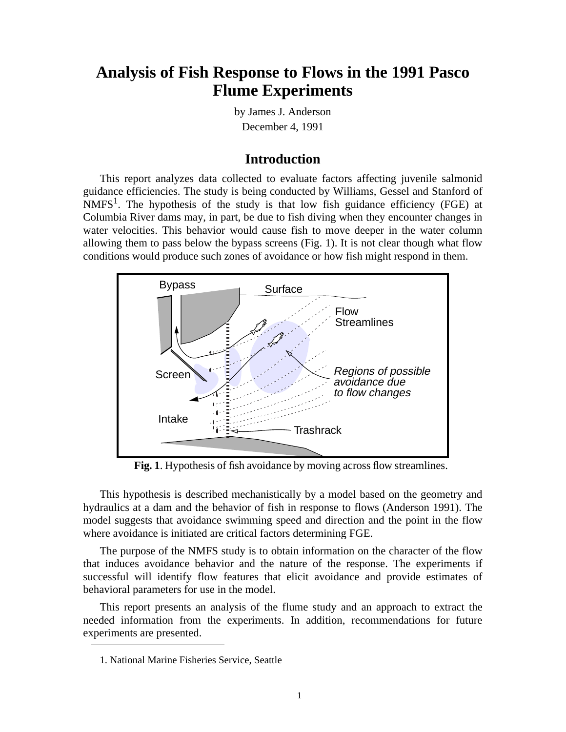# Analysis of Fish Response to Flows in the 1991 Pasco Flume Experiments

by James J. Anderson

December 4, 1991

## Introduction

This report analyzes data collected to evaluate factors affecting juvenile salmonid guidance efficiencies. The study is being conducted by Williams, Gessel and Stanford of NMFS[1]. The hypothesis of the study is that low fish guidance efficiency (FGE) at Columbia River dams may, in part, be due to fish diving when they encounter changes in water velocities. This behavior would cause fish to move deeper in the water column allowing them to pass below the bypass screens (Fig. 1). It is not clear though what flow conditions would produce such zones of avoidance or how fish might respond in them.

**Fig. 1**. Hypothesis of fish avoidance by moving across flow streamlines.

This hypothesis is described mechanistically by a model based on the geometry and hydraulics at a dam and the behavior of fish in response to flows (Anderson 1991). The model suggests that avoidance swimming speed and direction and the point in the flow where avoidance is initiated are critical factors determining FGE.

The purpose of the NMFS study is to obtain information on the character of the flow that induces avoidance behavior and the nature of the response. The experiments if successful will identify flow features that elicit avoidance and provide estimates of behavioral parameters for use in the model.

This report presents an analysis of the flume study and an approach to extract the needed information from the experiments. In addition, recommendations for future experiments are presented.

1. National Marine Fisheries Service, Seattle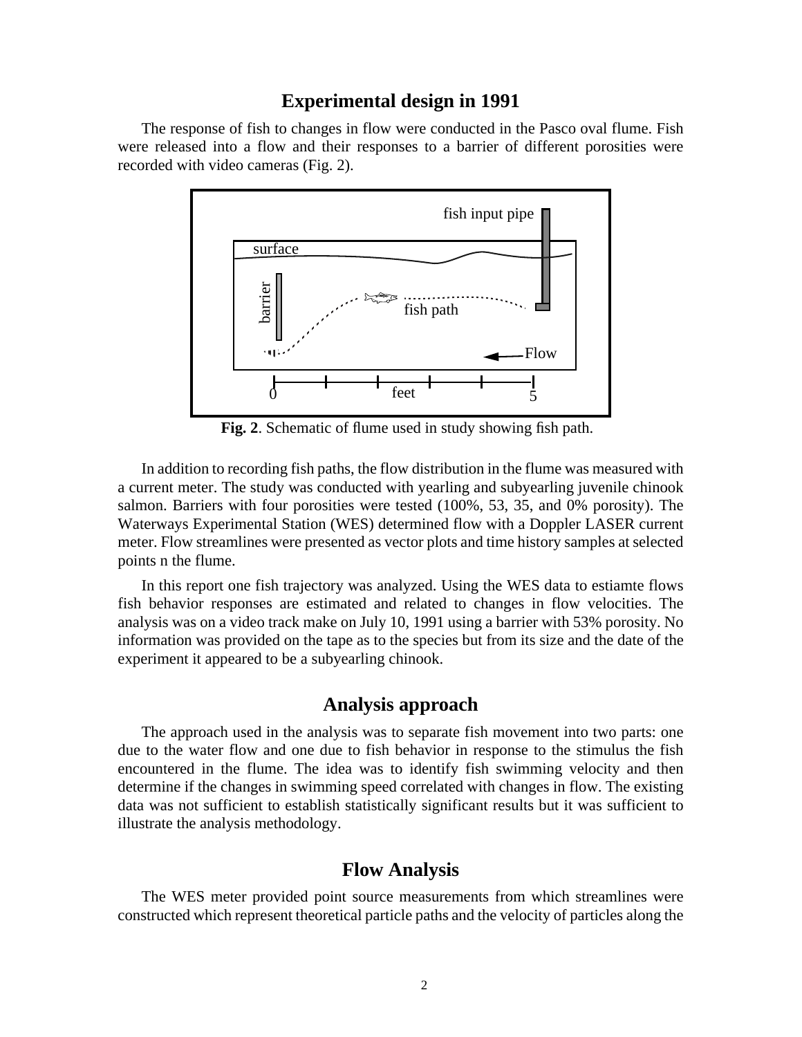## Experimental design in 1991

The response of fish to changes in flow were conducted in the Pasco oval flume. Fish were released into a flow and their responses to a barrier of different porosities were recorded with video cameras (Fig. 2).

**Fig. 2**. Schematic of flume used in study showing fish path.

In addition to recording fish paths, the flow distribution in the flume was measured with a current meter. The study was conducted with yearling and subyearling juvenile chinook salmon. Barriers with four porosities were tested (100%, 53, 35, and 0% porosity). The Waterways Experimental Station (WES) determined flow with a Doppler LASER current meter. Flow streamlines were presented as vector plots and time history samples at selected points n the flume.

In this report one fish trajectory was analyzed. Using the WES data to estiamte flows fish behavior responses are estimated and related to changes in flow velocities. The analysis was on a video track make on July 10, 1991 using a barrier with 53% porosity. No information was provided on the tape as to the species but from its size and the date of the experiment it appeared to be a subyearling chinook.

## Analysis approach

The approach used in the analysis was to separate fish movement into two parts: one due to the water flow and one due to fish behavior in response to the stimulus the fish encountered in the flume. The idea was to identify fish swimming velocity and then determine if the changes in swimming speed correlated with changes in flow. The existing data was not sufficient to establish statistically significant results but it was sufficient to illustrate the analysis methodology.

## Flow Analysis

The WES meter provided point source measurements from which streamlines were constructed which represent theoretical particle paths and the velocity of particles along the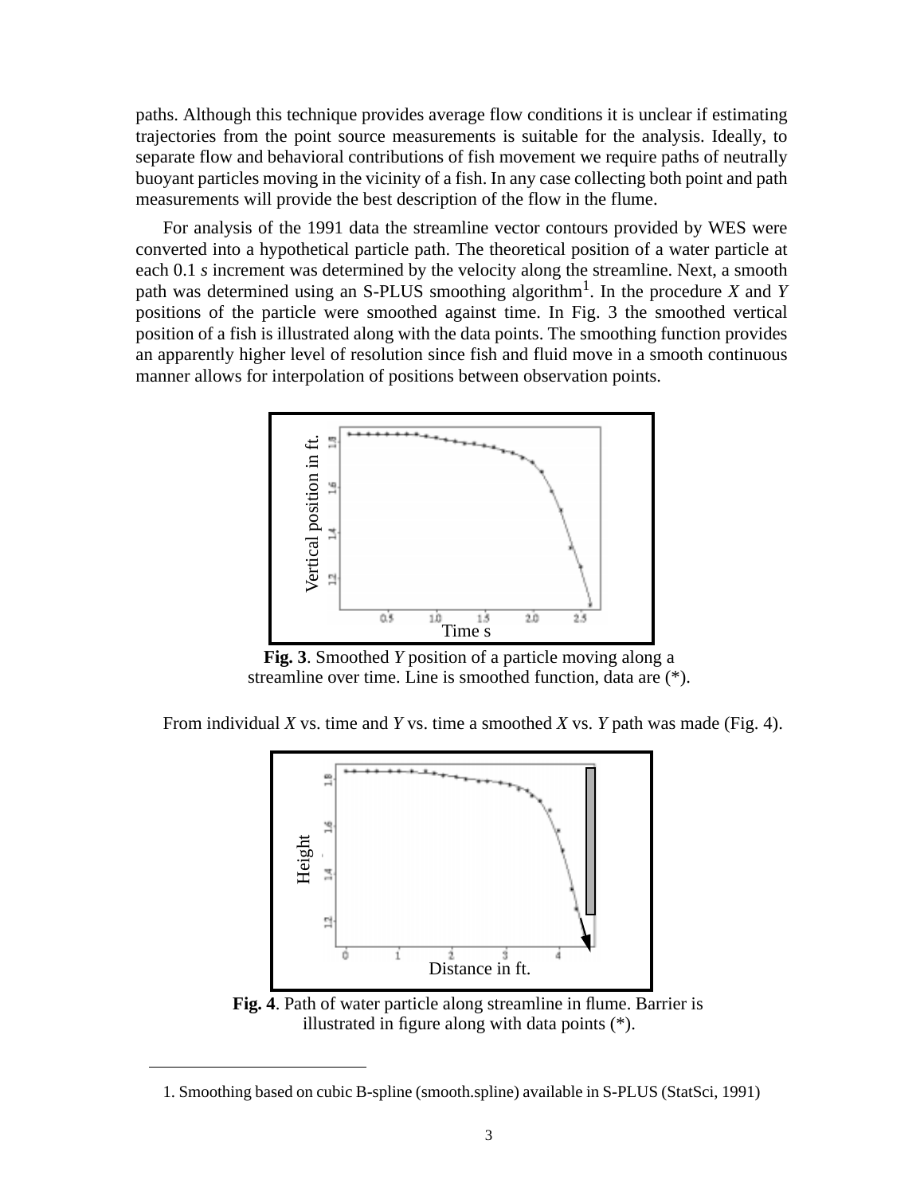paths. Although this technique provides average flow conditions it is unclear if estimating trajectories from the point source measurements is suitable for the analysis. Ideally, to separate flow and behavioral contributions of fish movement we require paths of neutrally buoyant particles moving in the vicinity of a fish. In any case collecting both point and path measurements will provide the best description of the flow in the flume.

For analysis of the 1991 data the streamline vector contours provided by WES were converted into a hypothetical particle path. The theoretical position of a water particle at each 0.1 *s* increment was determined by the velocity along the streamline. Next, a smooth path was determined using an S-PLUS smoothing algorithm[1]. In the procedure *X* and *Y* positions of the particle were smoothed against time. In Fig. 3 the smoothed vertical position of a fish is illustrated along with the data points. The smoothing function provides an apparently higher level of resolution since fish and fluid move in a smooth continuous manner allows for interpolation of positions between observation points.

**Fig. 3**. Smoothed *Y* position of a particle moving along a streamline over time. Line is smoothed function, data are (*).

From individual *X* vs. time and *Y* vs. time a smoothed *X* vs. *Y* path was made (Fig. 4).

**Fig. 4**. Path of water particle along streamline in flume. Barrier is illustrated in figure along with data points (*).

1. Smoothing based on cubic B-spline (smooth.spline) available in S-PLUS (StatSci, 1991)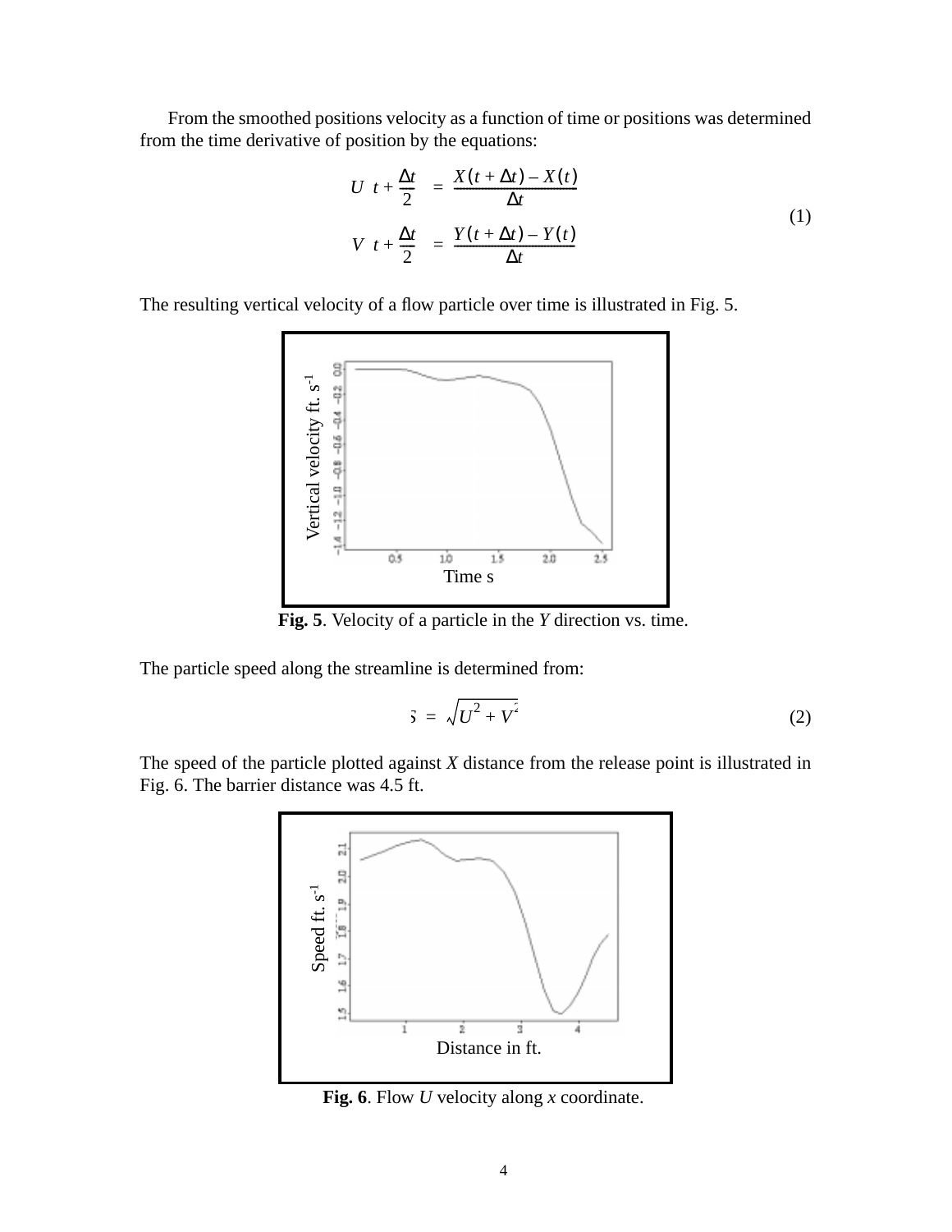From the smoothed positions velocity as a function of time or positions was determined from the time derivative of position by the equations:

$$
\begin{aligned}
U\left(t + \frac{\Delta t}{2}\right) &= \frac{X(t + \Delta t) - X(t)}{\Delta t} \\
V\left(t + \frac{\Delta t}{2}\right) &= \frac{Y(t + \Delta t) - Y(t)}{\Delta t}
\end{aligned}
\tag{1}
$$

The resulting vertical velocity of a flow particle over time is illustrated in Fig. 5.

**Fig. 5**. Velocity of a particle in the *Y* direction vs. time.

The particle speed along the streamline is determined from:

$$
S = \sqrt{U^2 + V^2} \tag{2}
$$

The speed of the particle plotted against *X* distance from the release point is illustrated in Fig. 6. The barrier distance was 4.5 ft.

**Fig. 6**. Flow *U* velocity along *x* coordinate.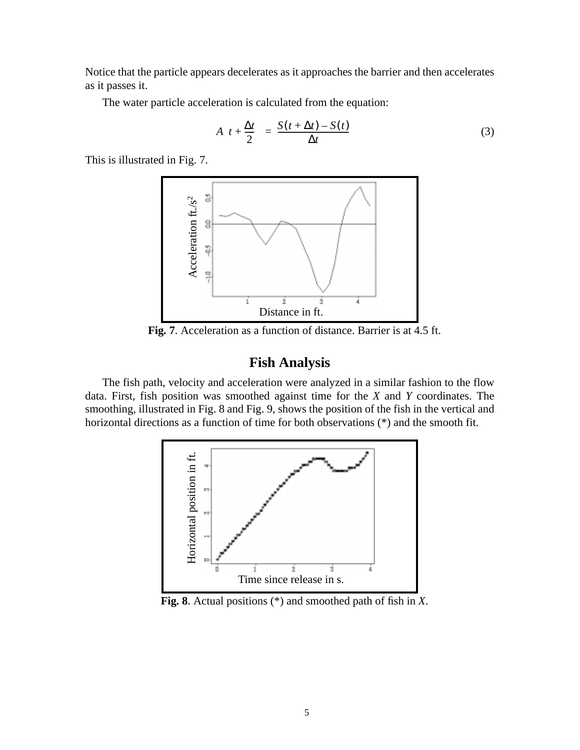Notice that the particle appears decelerates as it approaches the barrier and then accelerates as it passes it.

The water particle acceleration is calculated from the equation:

$$A\left(t + \frac{\Delta t}{2}\right) = \frac{S(t + \Delta t) - S(t)}{\Delta t} \tag{3}$$

This is illustrated in Fig. 7.

**Fig. 7**. Acceleration as a function of distance. Barrier is at 4.5 ft.

## Fish Analysis

The fish path, velocity and acceleration were analyzed in a similar fashion to the flow data. First, fish position was smoothed against time for the *X* and *Y* coordinates. The smoothing, illustrated in Fig. 8 and Fig. 9, shows the position of the fish in the vertical and horizontal directions as a function of time for both observations (*) and the smooth fit.

**Fig. 8**. Actual positions (*) and smoothed path of fish in *X*.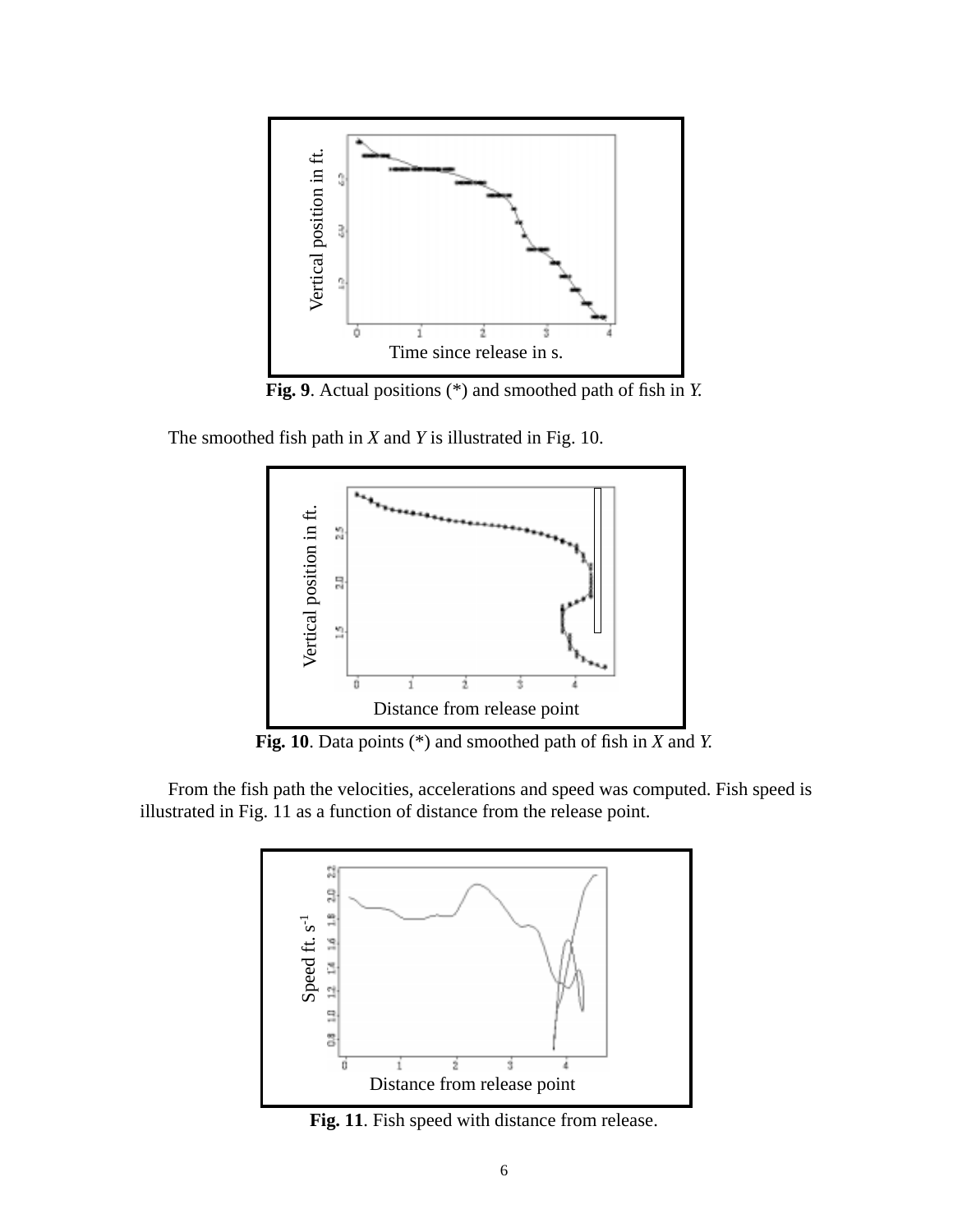**Fig. 9**. Actual positions (*) and smoothed path of fish in *Y.*

The smoothed fish path in *X* and *Y* is illustrated in Fig. 10.

**Fig. 10**. Data points (*) and smoothed path of fish in *X* and *Y.*

From the fish path the velocities, accelerations and speed was computed. Fish speed is illustrated in Fig. 11 as a function of distance from the release point.

**Fig. 11**. Fish speed with distance from release.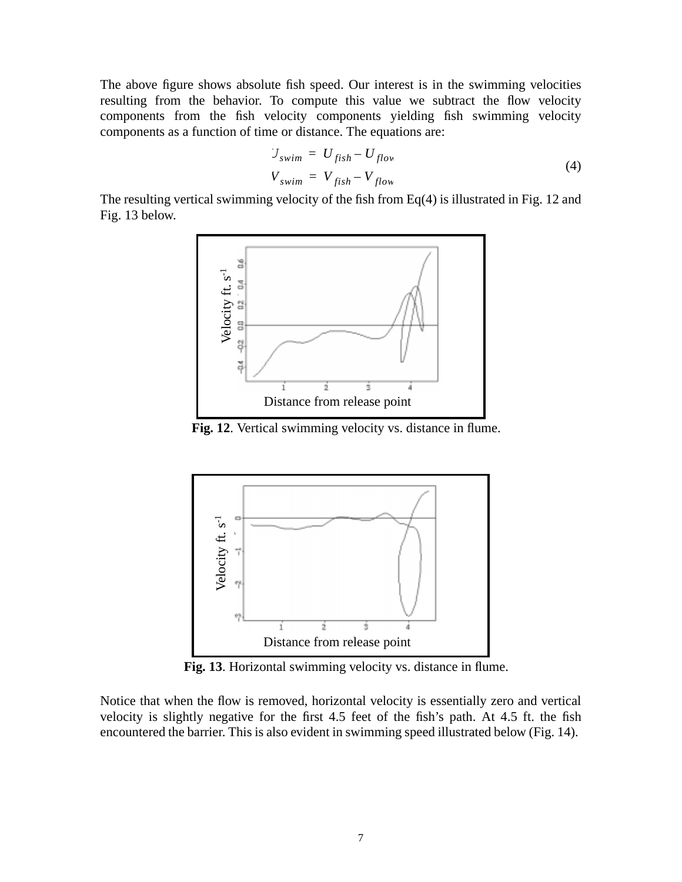The above figure shows absolute fish speed. Our interest is in the swimming velocities resulting from the behavior. To compute this value we subtract the flow velocity components from the fish velocity components yielding fish swimming velocity components as a function of time or distance. The equations are:

$$
\begin{aligned}
U_{swim} &= U_{fish} - U_{flow} \\
V_{swim} &= V_{fish} - V_{flow}
\end{aligned}
\tag{4}
$$

The resulting vertical swimming velocity of the fish from Eq(4) is illustrated in Fig. 12 and Fig. 13 below.

**Fig. 12**. Vertical swimming velocity vs. distance in flume.

**Fig. 13**. Horizontal swimming velocity vs. distance in flume.

Notice that when the flow is removed, horizontal velocity is essentially zero and vertical velocity is slightly negative for the first 4.5 feet of the fish's path. At 4.5 ft. the fish encountered the barrier. This is also evident in swimming speed illustrated below (Fig. 14).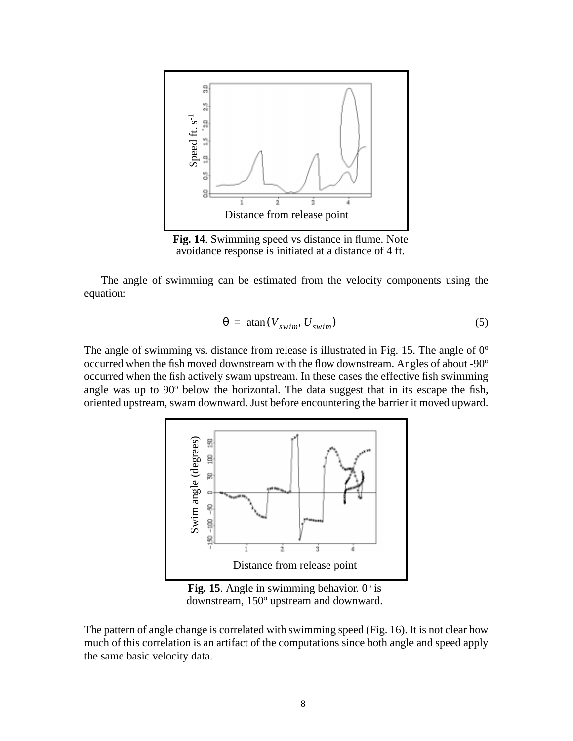**Fig. 14**. Swimming speed vs distance in flume. Note avoidance response is initiated at a distance of 4 ft.

The angle of swimming can be estimated from the velocity components using the equation:

$$\theta = \operatorname{atan}(V_{swim}, U_{swim}) \tag{5}$$

The angle of swimming vs. distance from release is illustrated in Fig. 15. The angle of 0$^o$ occurred when the fish moved downstream with the flow downstream. Angles of about -90$^o$ occurred when the fish actively swam upstream. In these cases the effective fish swimming angle was up to 90$^o$ below the horizontal. The data suggest that in its escape the fish, oriented upstream, swam downward. Just before encountering the barrier it moved upward.

**Fig. 15**. Angle in swimming behavior. 0$^o$ is downstream, 150$^o$ upstream and downward.

The pattern of angle change is correlated with swimming speed (Fig. 16). It is not clear how much of this correlation is an artifact of the computations since both angle and speed apply the same basic velocity data.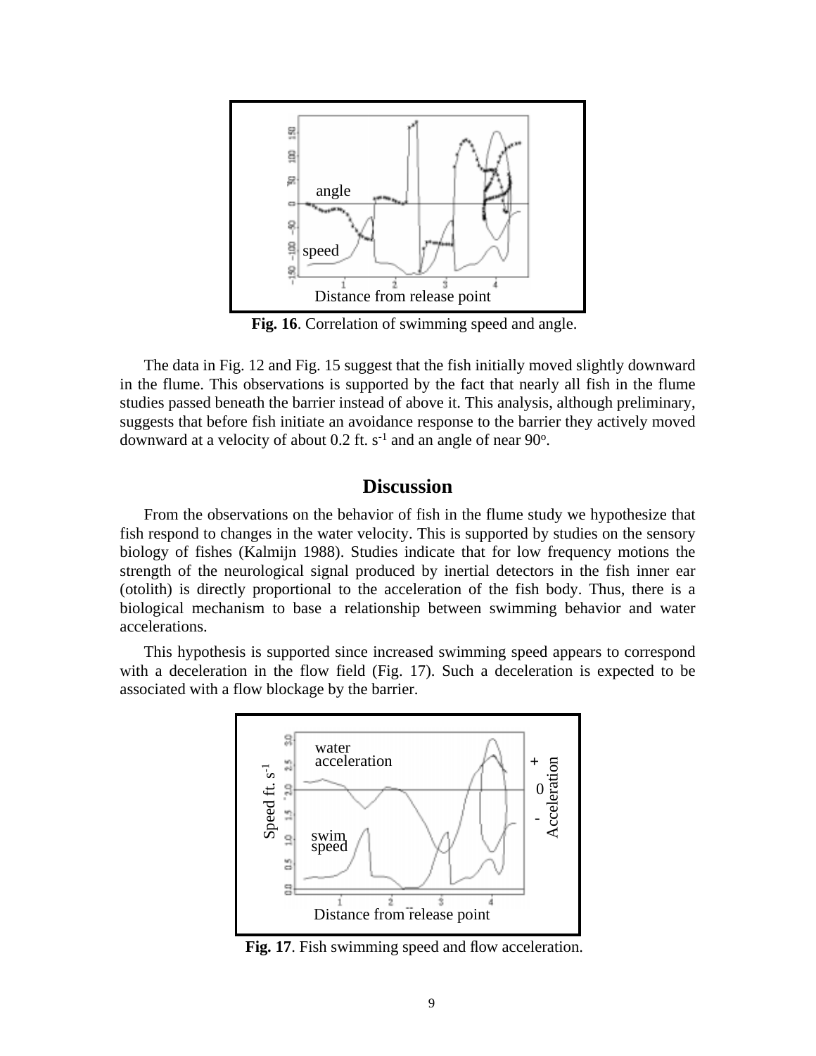**Fig. 16**. Correlation of swimming speed and angle.

The data in Fig. 12 and Fig. 15 suggest that the fish initially moved slightly downward in the flume. This observations is supported by the fact that nearly all fish in the flume studies passed beneath the barrier instead of above it. This analysis, although preliminary, suggests that before fish initiate an avoidance response to the barrier they actively moved downward at a velocity of about 0.2 ft. $s^{-1}$ and an angle of near $90^{o}$.

## Discussion

From the observations on the behavior of fish in the flume study we hypothesize that fish respond to changes in the water velocity. This is supported by studies on the sensory biology of fishes (Kalmijn 1988). Studies indicate that for low frequency motions the strength of the neurological signal produced by inertial detectors in the fish inner ear (otolith) is directly proportional to the acceleration of the fish body. Thus, there is a biological mechanism to base a relationship between swimming behavior and water accelerations.

This hypothesis is supported since increased swimming speed appears to correspond with a deceleration in the flow field (Fig. 17). Such a deceleration is expected to be associated with a flow blockage by the barrier.

**Fig. 17**. Fish swimming speed and flow acceleration.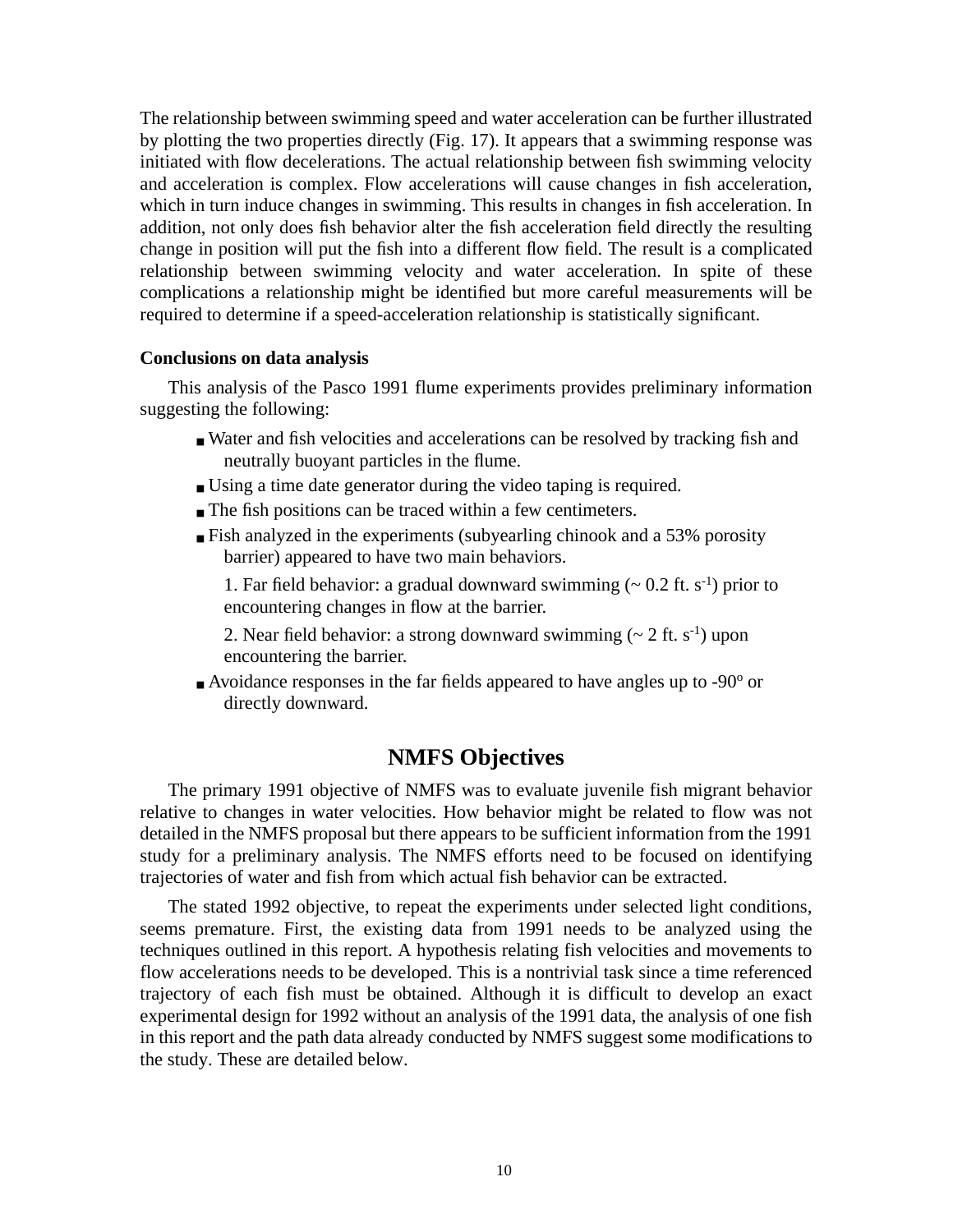The relationship between swimming speed and water acceleration can be further illustrated by plotting the two properties directly (Fig. 17). It appears that a swimming response was initiated with flow decelerations. The actual relationship between fish swimming velocity and acceleration is complex. Flow accelerations will cause changes in fish acceleration, which in turn induce changes in swimming. This results in changes in fish acceleration. In addition, not only does fish behavior alter the fish acceleration field directly the resulting change in position will put the fish into a different flow field. The result is a complicated relationship between swimming velocity and water acceleration. In spite of these complications a relationship might be identified but more careful measurements will be required to determine if a speed-acceleration relationship is statistically significant.

**Conclusions on data analysis**

This analysis of the Pasco 1991 flume experiments provides preliminary information suggesting the following:

- Water and fish velocities and accelerations can be resolved by tracking fish and neutrally buoyant particles in the flume.
- Using a time date generator during the video taping is required.
- The fish positions can be traced within a few centimeters.
- Fish analyzed in the experiments (subyearling chinook and a 53% porosity barrier) appeared to have two main behaviors.

  1. Far field behavior: a gradual downward swimming (~ 0.2 ft. $s^{-1}$) prior to encountering changes in flow at the barrier.

  2. Near field behavior: a strong downward swimming (~ 2 ft. $s^{-1}$) upon encountering the barrier.

- Avoidance responses in the far fields appeared to have angles up to $-90^o$ or directly downward.

## NMFS Objectives

The primary 1991 objective of NMFS was to evaluate juvenile fish migrant behavior relative to changes in water velocities. How behavior might be related to flow was not detailed in the NMFS proposal but there appears to be sufficient information from the 1991 study for a preliminary analysis. The NMFS efforts need to be focused on identifying trajectories of water and fish from which actual fish behavior can be extracted.

The stated 1992 objective, to repeat the experiments under selected light conditions, seems premature. First, the existing data from 1991 needs to be analyzed using the techniques outlined in this report. A hypothesis relating fish velocities and movements to flow accelerations needs to be developed. This is a nontrivial task since a time referenced trajectory of each fish must be obtained. Although it is difficult to develop an exact experimental design for 1992 without an analysis of the 1991 data, the analysis of one fish in this report and the path data already conducted by NMFS suggest some modifications to the study. These are detailed below.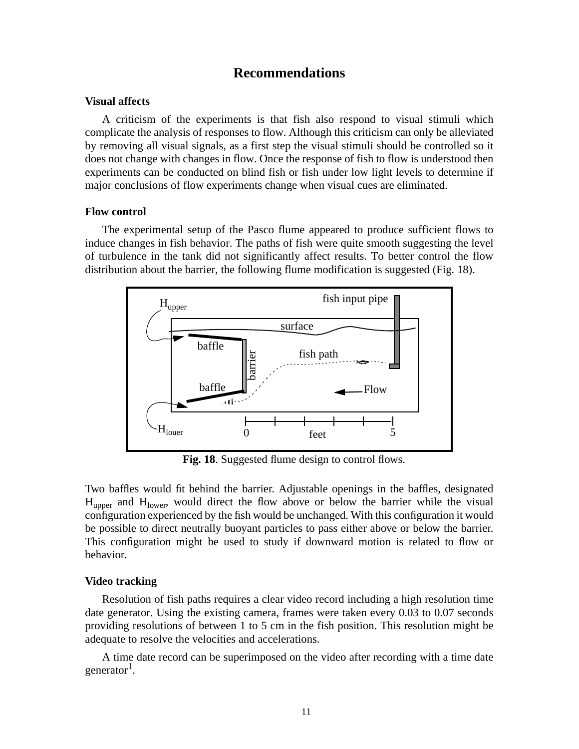# Recommendations

**Visual affects**

A criticism of the experiments is that fish also respond to visual stimuli which complicate the analysis of responses to flow. Although this criticism can only be alleviated by removing all visual signals, as a first step the visual stimuli should be controlled so it does not change with changes in flow. Once the response of fish to flow is understood then experiments can be conducted on blind fish or fish under low light levels to determine if major conclusions of flow experiments change when visual cues are eliminated.

**Flow control**

The experimental setup of the Pasco flume appeared to produce sufficient flows to induce changes in fish behavior. The paths of fish were quite smooth suggesting the level of turbulence in the tank did not significantly affect results. To better control the flow distribution about the barrier, the following flume modification is suggested (Fig. 18).

**Fig. 18**. Suggested flume design to control flows.

Two baffles would fit behind the barrier. Adjustable openings in the baffles, designated $H_{upper}$ and $H_{lower}$, would direct the flow above or below the barrier while the visual configuration experienced by the fish would be unchanged. With this configuration it would be possible to direct neutrally buoyant particles to pass either above or below the barrier. This configuration might be used to study if downward motion is related to flow or behavior.

**Video tracking**

Resolution of fish paths requires a clear video record including a high resolution time date generator. Using the existing camera, frames were taken every 0.03 to 0.07 seconds providing resolutions of between 1 to 5 cm in the fish position. This resolution might be adequate to resolve the velocities and accelerations.

A time date record can be superimposed on the video after recording with a time date generator[1].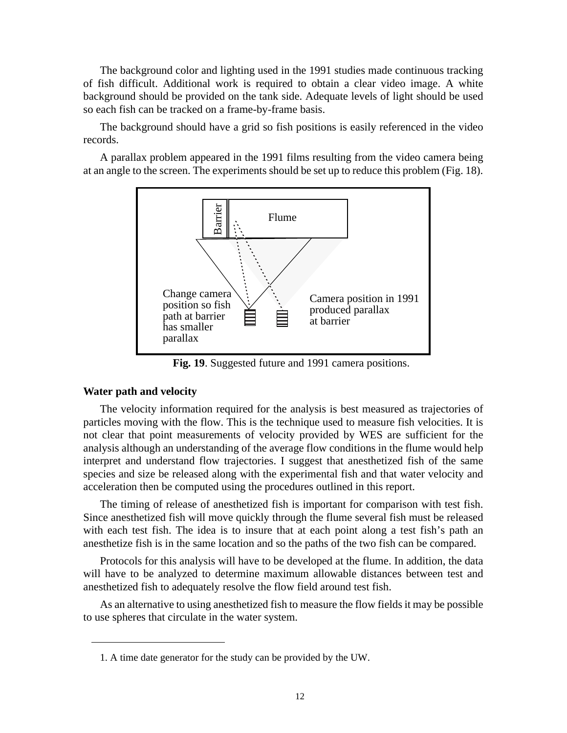The background color and lighting used in the 1991 studies made continuous tracking of fish difficult. Additional work is required to obtain a clear video image. A white background should be provided on the tank side. Adequate levels of light should be used so each fish can be tracked on a frame-by-frame basis.

The background should have a grid so fish positions is easily referenced in the video records.

A parallax problem appeared in the 1991 films resulting from the video camera being at an angle to the screen. The experiments should be set up to reduce this problem (Fig. 18).

Barrier

Flume

Change camera position so fish path at barrier has smaller parallax

Camera position in 1991 produced parallax at barrier

**Fig. 19**. Suggested future and 1991 camera positions.

**Water path and velocity**

The velocity information required for the analysis is best measured as trajectories of particles moving with the flow. This is the technique used to measure fish velocities. It is not clear that point measurements of velocity provided by WES are sufficient for the analysis although an understanding of the average flow conditions in the flume would help interpret and understand flow trajectories. I suggest that anesthetized fish of the same species and size be released along with the experimental fish and that water velocity and acceleration then be computed using the procedures outlined in this report.

The timing of release of anesthetized fish is important for comparison with test fish. Since anesthetized fish will move quickly through the flume several fish must be released with each test fish. The idea is to insure that at each point along a test fish's path an anesthetize fish is in the same location and so the paths of the two fish can be compared.

Protocols for this analysis will have to be developed at the flume. In addition, the data will have to be analyzed to determine maximum allowable distances between test and anesthetized fish to adequately resolve the flow field around test fish.

As an alternative to using anesthetized fish to measure the flow fields it may be possible to use spheres that circulate in the water system.

---

1. A time date generator for the study can be provided by the UW.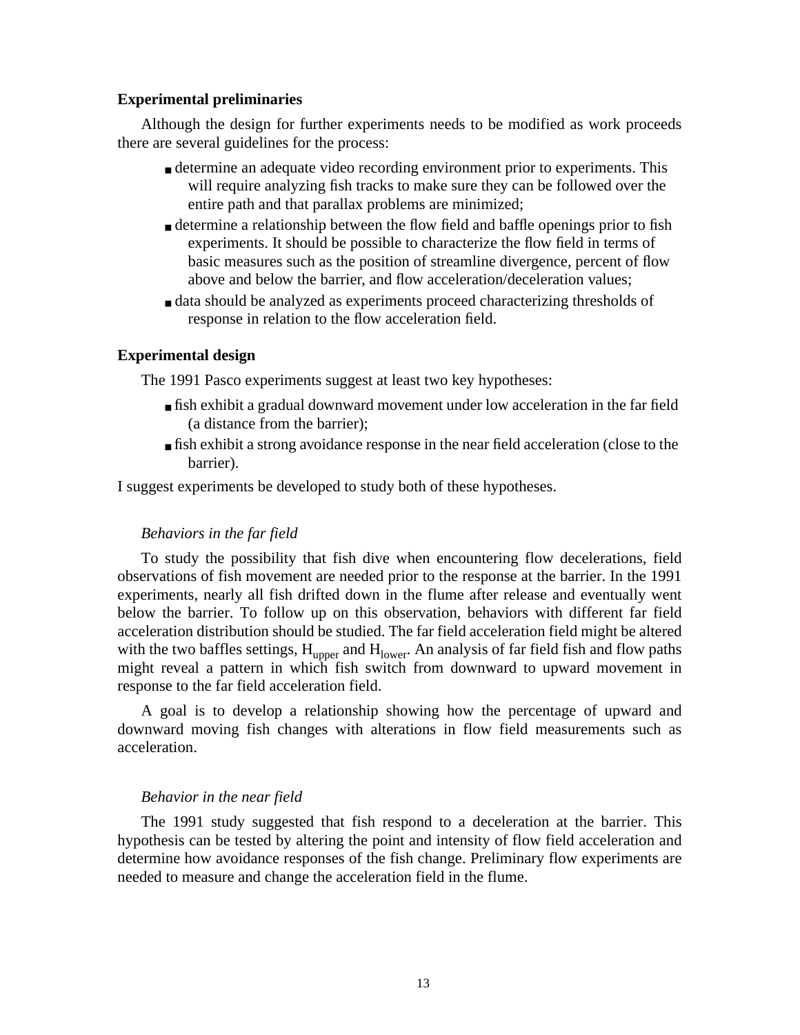**Experimental preliminaries**

Although the design for further experiments needs to be modified as work proceeds there are several guidelines for the process:

- determine an adequate video recording environment prior to experiments. This will require analyzing fish tracks to make sure they can be followed over the entire path and that parallax problems are minimized;
- determine a relationship between the flow field and baffle openings prior to fish experiments. It should be possible to characterize the flow field in terms of basic measures such as the position of streamline divergence, percent of flow above and below the barrier, and flow acceleration/deceleration values;
- data should be analyzed as experiments proceed characterizing thresholds of response in relation to the flow acceleration field.

**Experimental design**

The 1991 Pasco experiments suggest at least two key hypotheses:

- fish exhibit a gradual downward movement under low acceleration in the far field (a distance from the barrier);
- fish exhibit a strong avoidance response in the near field acceleration (close to the barrier).

I suggest experiments be developed to study both of these hypotheses.

*Behaviors in the far field*

To study the possibility that fish dive when encountering flow decelerations, field observations of fish movement are needed prior to the response at the barrier. In the 1991 experiments, nearly all fish drifted down in the flume after release and eventually went below the barrier. To follow up on this observation, behaviors with different far field acceleration distribution should be studied. The far field acceleration field might be altered with the two baffles settings, $H_{upper}$ and $H_{lower}$. An analysis of far field fish and flow paths might reveal a pattern in which fish switch from downward to upward movement in response to the far field acceleration field.

A goal is to develop a relationship showing how the percentage of upward and downward moving fish changes with alterations in flow field measurements such as acceleration.

*Behavior in the near field*

The 1991 study suggested that fish respond to a deceleration at the barrier. This hypothesis can be tested by altering the point and intensity of flow field acceleration and determine how avoidance responses of the fish change. Preliminary flow experiments are needed to measure and change the acceleration field in the flume.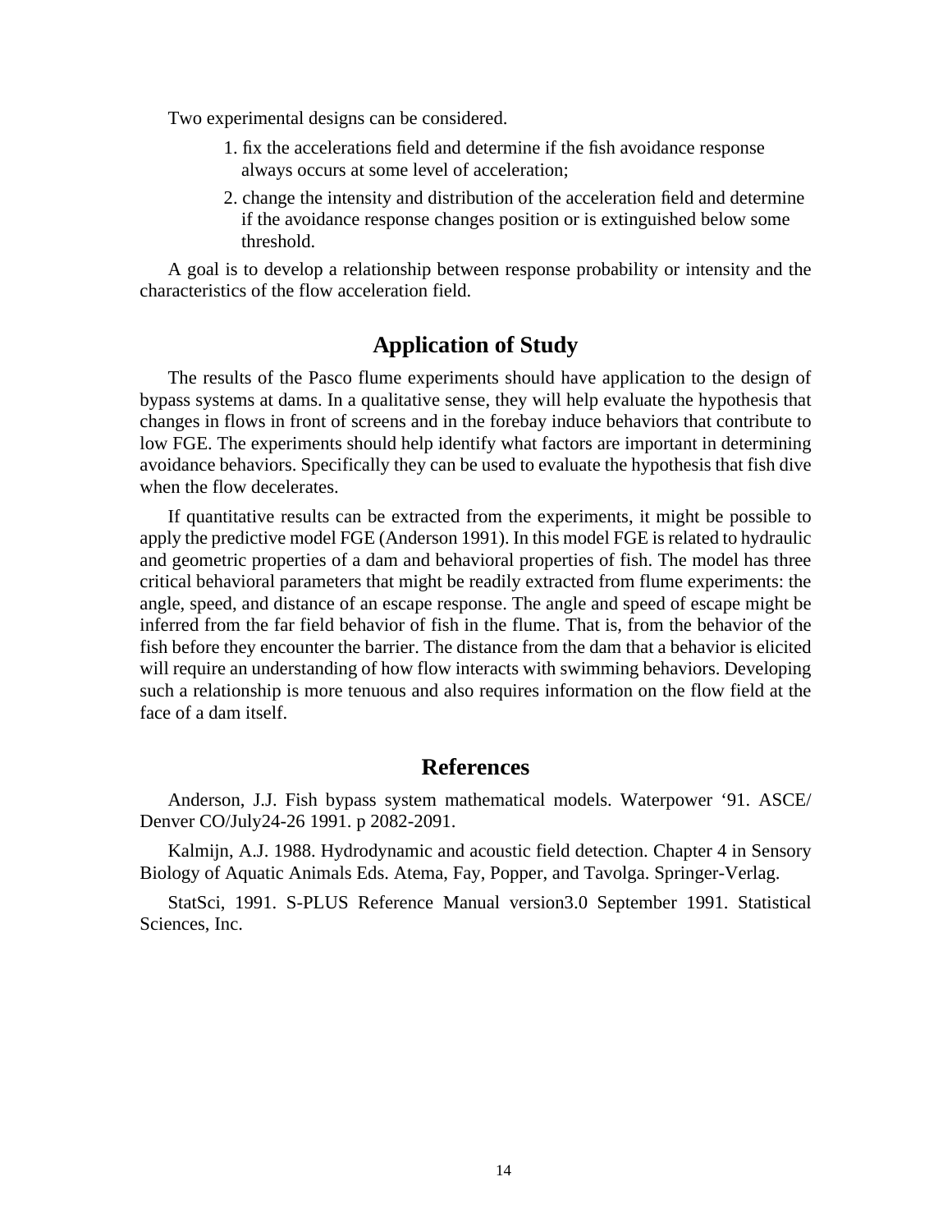Two experimental designs can be considered.

1. fix the accelerations field and determine if the fish avoidance response always occurs at some level of acceleration;
2. change the intensity and distribution of the acceleration field and determine if the avoidance response changes position or is extinguished below some threshold.

A goal is to develop a relationship between response probability or intensity and the characteristics of the flow acceleration field.

## Application of Study

The results of the Pasco flume experiments should have application to the design of bypass systems at dams. In a qualitative sense, they will help evaluate the hypothesis that changes in flows in front of screens and in the forebay induce behaviors that contribute to low FGE. The experiments should help identify what factors are important in determining avoidance behaviors. Specifically they can be used to evaluate the hypothesis that fish dive when the flow decelerates.

If quantitative results can be extracted from the experiments, it might be possible to apply the predictive model FGE (Anderson 1991). In this model FGE is related to hydraulic and geometric properties of a dam and behavioral properties of fish. The model has three critical behavioral parameters that might be readily extracted from flume experiments: the angle, speed, and distance of an escape response. The angle and speed of escape might be inferred from the far field behavior of fish in the flume. That is, from the behavior of the fish before they encounter the barrier. The distance from the dam that a behavior is elicited will require an understanding of how flow interacts with swimming behaviors. Developing such a relationship is more tenuous and also requires information on the flow field at the face of a dam itself.

## References

Anderson, J.J. Fish bypass system mathematical models. Waterpower '91. ASCE/ Denver CO/July24-26 1991. p 2082-2091.

Kalmijn, A.J. 1988. Hydrodynamic and acoustic field detection. Chapter 4 in Sensory Biology of Aquatic Animals Eds. Atema, Fay, Popper, and Tavolga. Springer-Verlag.

StatSci, 1991. S-PLUS Reference Manual version3.0 September 1991. Statistical Sciences, Inc.